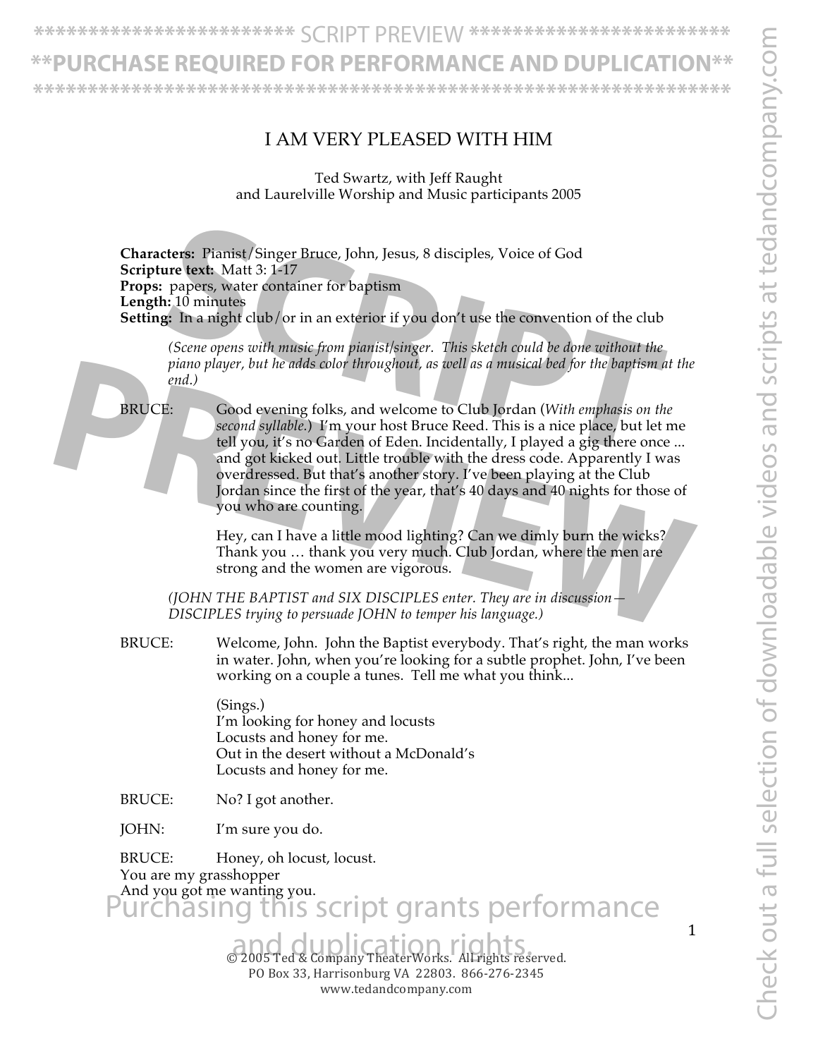# I AM VERY PLEASED WITH HIM

Ted Swartz, with Jeff Raught
and Laurelville Worship and Music participants 2005

**Characters:** Pianist/Singer Bruce, John, Jesus, 8 disciples, Voice of God
**Scripture text:** Matt 3: 1-17
**Props:** papers, water container for baptism
**Length:** 10 minutes
**Setting:** In a night club/or in an exterior if you don't use the convention of the club

*(Scene opens with music from pianist/singer. This sketch could be done without the piano player, but he adds color throughout, as well as a musical bed for the baptism at the end.)*

BRUCE: Good evening folks, and welcome to Club Jordan (*With emphasis on the second syllable.*) I'm your host Bruce Reed. This is a nice place, but let me tell you, it's no Garden of Eden. Incidentally, I played a gig there once ... and got kicked out. Little trouble with the dress code. Apparently I was overdressed. But that's another story. I've been playing at the Club Jordan since the first of the year, that's 40 days and 40 nights for those of you who are counting.

Hey, can I have a little mood lighting? Can we dimly burn the wicks? Thank you … thank you very much. Club Jordan, where the men are strong and the women are vigorous.

*(JOHN THE BAPTIST and SIX DISCIPLES enter. They are in discussion—DISCIPLES trying to persuade JOHN to temper his language.)*

BRUCE: Welcome, John. John the Baptist everybody. That's right, the man works in water. John, when you're looking for a subtle prophet. John, I've been working on a couple a tunes. Tell me what you think...

(Sings.)
I'm looking for honey and locusts
Locusts and honey for me.
Out in the desert without a McDonald's
Locusts and honey for me.

BRUCE: No? I got another.

JOHN: I'm sure you do.

BRUCE: Honey, oh locust, locust.
You are my grasshopper
And you got me wanting you.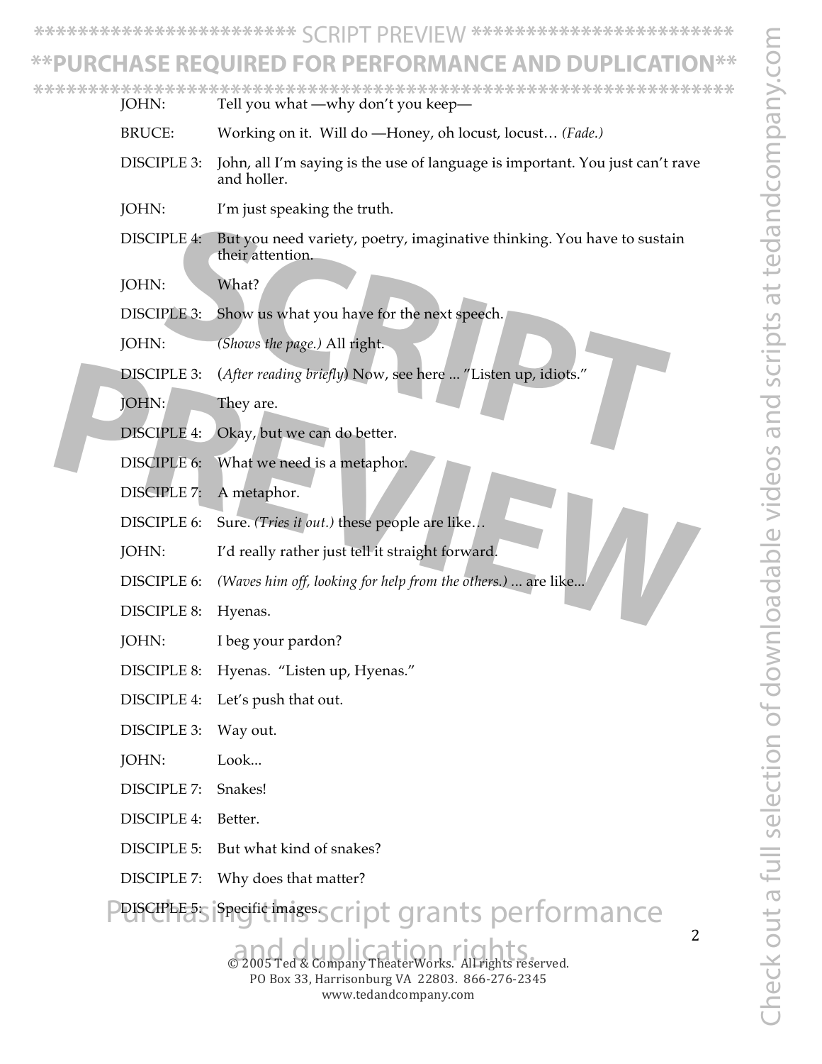JOHN: Tell you what —why don't you keep—

BRUCE: Working on it. Will do —Honey, oh locust, locust… *(Fade.)*

DISCIPLE 3: John, all I'm saying is the use of language is important. You just can't rave and holler.

JOHN: I'm just speaking the truth.

DISCIPLE 4: But you need variety, poetry, imaginative thinking. You have to sustain their attention.

JOHN: What?

DISCIPLE 3: Show us what you have for the next speech.

JOHN: *(Shows the page.)* All right.

DISCIPLE 3: (*After reading briefly*) Now, see here ... "Listen up, idiots."

JOHN: They are.

DISCIPLE 4: Okay, but we can do better.

DISCIPLE 6: What we need is a metaphor.

DISCIPLE 7: A metaphor.

DISCIPLE 6: Sure. *(Tries it out.)* these people are like…

JOHN: I'd really rather just tell it straight forward.

DISCIPLE 6: *(Waves him off, looking for help from the others.) ...* are like...

DISCIPLE 8: Hyenas.

JOHN: I beg your pardon?

DISCIPLE 8: Hyenas. "Listen up, Hyenas."

DISCIPLE 4: Let's push that out.

DISCIPLE 3: Way out.

JOHN: Look...

DISCIPLE 7: Snakes!

DISCIPLE 4: Better.

DISCIPLE 5: But what kind of snakes?

DISCIPLE 7: Why does that matter?

DISCIPLE 5: Specific images.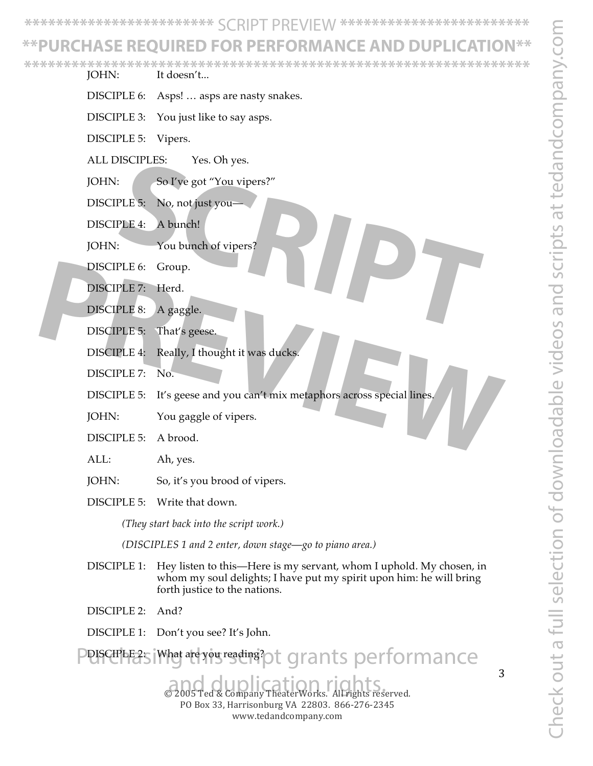JOHN: It doesn't...

DISCIPLE 6: Asps! … asps are nasty snakes.

DISCIPLE 3: You just like to say asps.

DISCIPLE 5: Vipers.

ALL DISCIPLES: Yes. Oh yes.

JOHN: So I've got "You vipers?"

DISCIPLE 5: No, not just you—

DISCIPLE 4: A bunch!

JOHN: You bunch of vipers?

DISCIPLE 6: Group.

DISCIPLE 7: Herd.

DISCIPLE 8: A gaggle.

DISCIPLE 5: That's geese.

DISCIPLE 4: Really, I thought it was ducks.

DISCIPLE 7: No.

DISCIPLE 5: It's geese and you can't mix metaphors across special lines.

JOHN: You gaggle of vipers.

DISCIPLE 5: A brood.

ALL: Ah, yes.

JOHN: So, it's you brood of vipers.

DISCIPLE 5: Write that down.

*(They start back into the script work.)*

*(DISCIPLES 1 and 2 enter, down stage—go to piano area.)*

DISCIPLE 1: Hey listen to this—Here is my servant, whom I uphold. My chosen, in whom my soul delights; I have put my spirit upon him: he will bring forth justice to the nations.

DISCIPLE 2: And?

DISCIPLE 1: Don't you see? It's John.

DISCIPLE 2: What are you reading?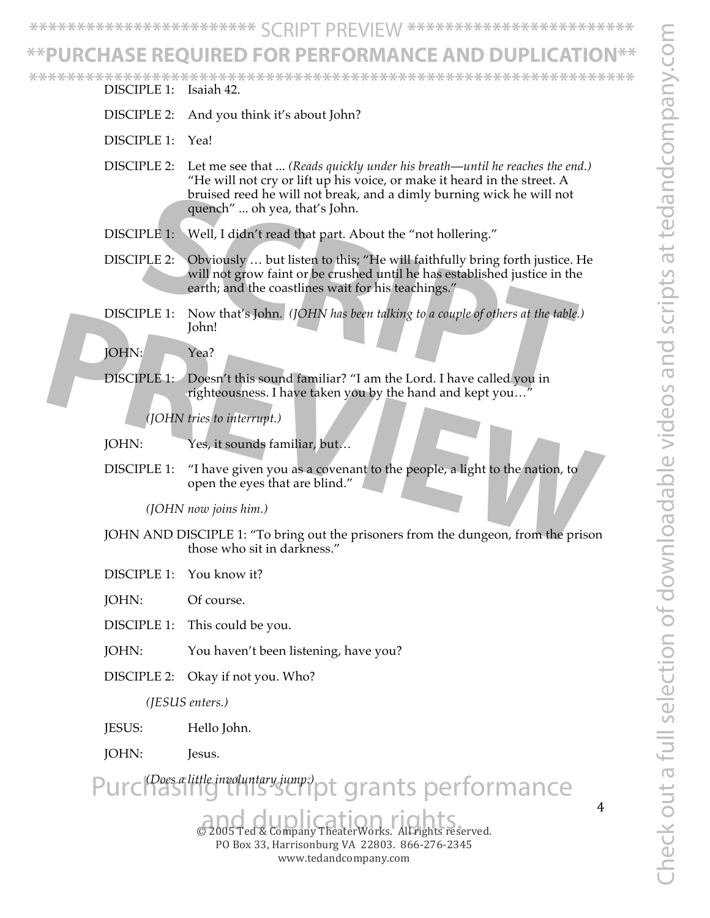DISCIPLE 1: Isaiah 42.

DISCIPLE 2: And you think it's about John?

DISCIPLE 1: Yea!

DISCIPLE 2: Let me see that ... *(Reads quickly under his breath—until he reaches the end.)* "He will not cry or lift up his voice, or make it heard in the street. A bruised reed he will not break, and a dimly burning wick he will not quench" ... oh yea, that's John.

DISCIPLE 1: Well, I didn't read that part. About the "not hollering."

DISCIPLE 2: Obviously … but listen to this; "He will faithfully bring forth justice. He will not grow faint or be crushed until he has established justice in the earth; and the coastlines wait for his teachings."

DISCIPLE 1: Now that's John. *(JOHN has been talking to a couple of others at the table.)* John!

JOHN: Yea?

DISCIPLE 1: Doesn't this sound familiar? "I am the Lord. I have called you in righteousness. I have taken you by the hand and kept you…"

*(JOHN tries to interrupt.)*

JOHN: Yes, it sounds familiar, but…

DISCIPLE 1: "I have given you as a covenant to the people, a light to the nation, to open the eyes that are blind."

*(JOHN now joins him.)*

JOHN AND DISCIPLE 1: "To bring out the prisoners from the dungeon, from the prison those who sit in darkness."

DISCIPLE 1: You know it?

JOHN: Of course.

DISCIPLE 1: This could be you.

JOHN: You haven't been listening, have you?

DISCIPLE 2: Okay if not you. Who?

*(JESUS enters.)*

JESUS: Hello John.

JOHN: Jesus.

*(Does a little involuntary jump.)*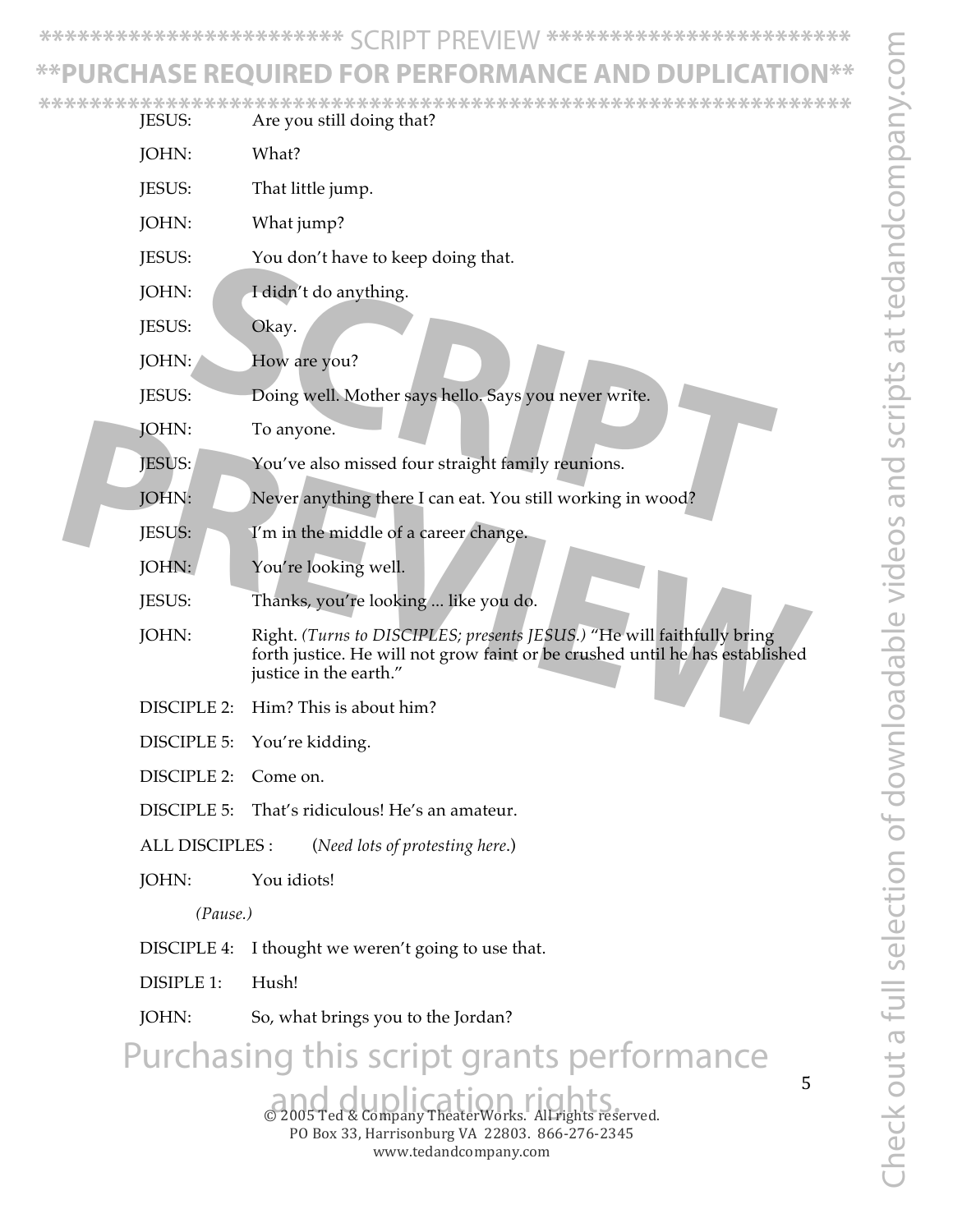JESUS: Are you still doing that?

JOHN: What?

JESUS: That little jump.

JOHN: What jump?

JESUS: You don't have to keep doing that.

JOHN: I didn't do anything.

JESUS: Okay.

JOHN: How are you?

JESUS: Doing well. Mother says hello. Says you never write.

JOHN: To anyone.

JESUS: You've also missed four straight family reunions.

JOHN: Never anything there I can eat. You still working in wood?

JESUS: I'm in the middle of a career change.

JOHN: You're looking well.

JESUS: Thanks, you're looking ... like you do.

JOHN: Right. *(Turns to DISCIPLES; presents JESUS.)* "He will faithfully bring forth justice. He will not grow faint or be crushed until he has established justice in the earth."

DISCIPLE 2: Him? This is about him?

DISCIPLE 5: You're kidding.

DISCIPLE 2: Come on.

DISCIPLE 5: That's ridiculous! He's an amateur.

ALL DISCIPLES : (*Need lots of protesting here*.)

JOHN: You idiots!

*(Pause.)*

DISCIPLE 4: I thought we weren't going to use that.

DISIPLE 1: Hush!

JOHN: So, what brings you to the Jordan?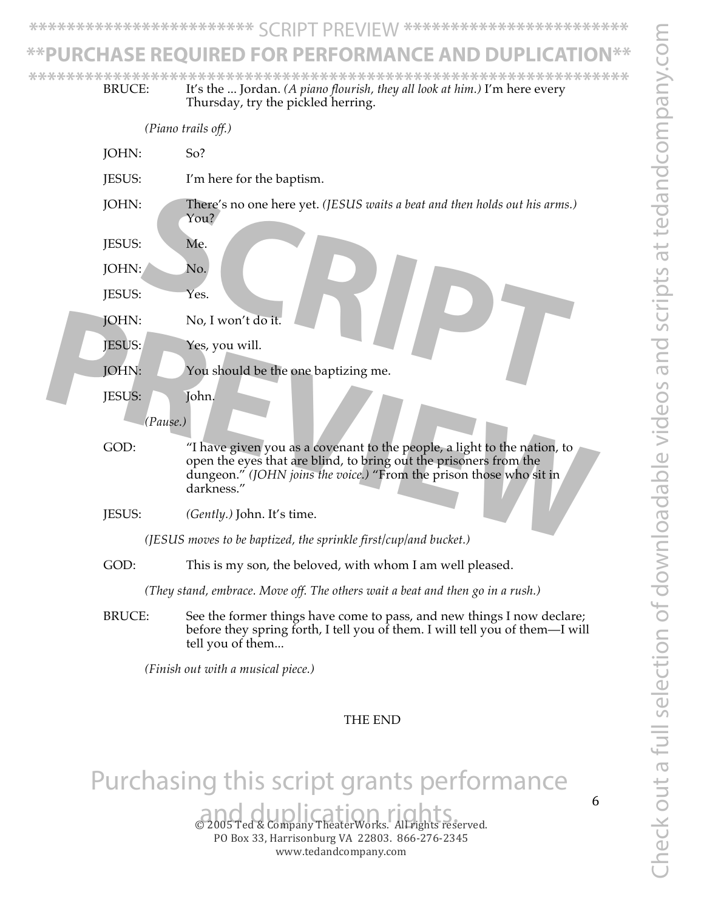BRUCE: It's the ... Jordan. *(A piano flourish, they all look at him.)* I'm here every Thursday, try the pickled herring.

*(Piano trails off.)*

JOHN: So?

JESUS: I'm here for the baptism.

JOHN: There's no one here yet. *(JESUS waits a beat and then holds out his arms.)* You?

JESUS: Me.

JOHN: No.

JESUS: Yes.

JOHN: No, I won't do it.

JESUS: Yes, you will.

JOHN: You should be the one baptizing me.

JESUS: John.

*(Pause.)*

GOD: "I have given you as a covenant to the people, a light to the nation, to open the eyes that are blind, to bring out the prisoners from the dungeon." *(JOHN joins the voice.)* "From the prison those who sit in darkness."

JESUS: *(Gently.)* John. It's time.

*(JESUS moves to be baptized, the sprinkle first/cup/and bucket.)*

GOD: This is my son, the beloved, with whom I am well pleased.

*(They stand, embrace. Move off. The others wait a beat and then go in a rush.)*

BRUCE: See the former things have come to pass, and new things I now declare; before they spring forth, I tell you of them. I will tell you of them—I will tell you of them...

*(Finish out with a musical piece.)*

THE END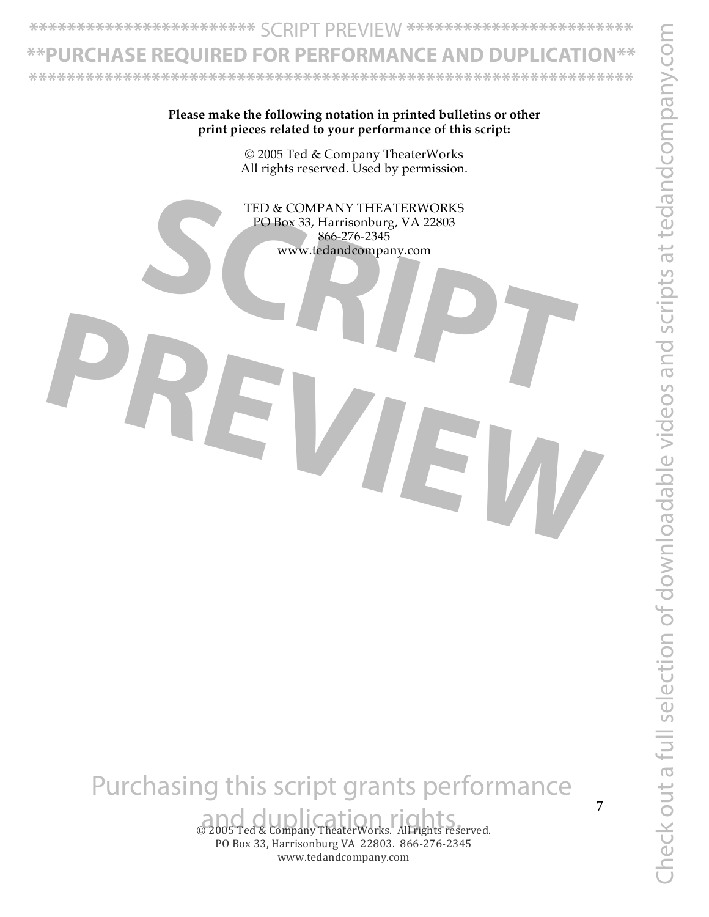**Please make the following notation in printed bulletins or other print pieces related to your performance of this script:**

© 2005 Ted & Company TheaterWorks
All rights reserved. Used by permission.

TED & COMPANY THEATERWORKS
PO Box 33, Harrisonburg, VA 22803
866-276-2345
www.tedandcompany.com